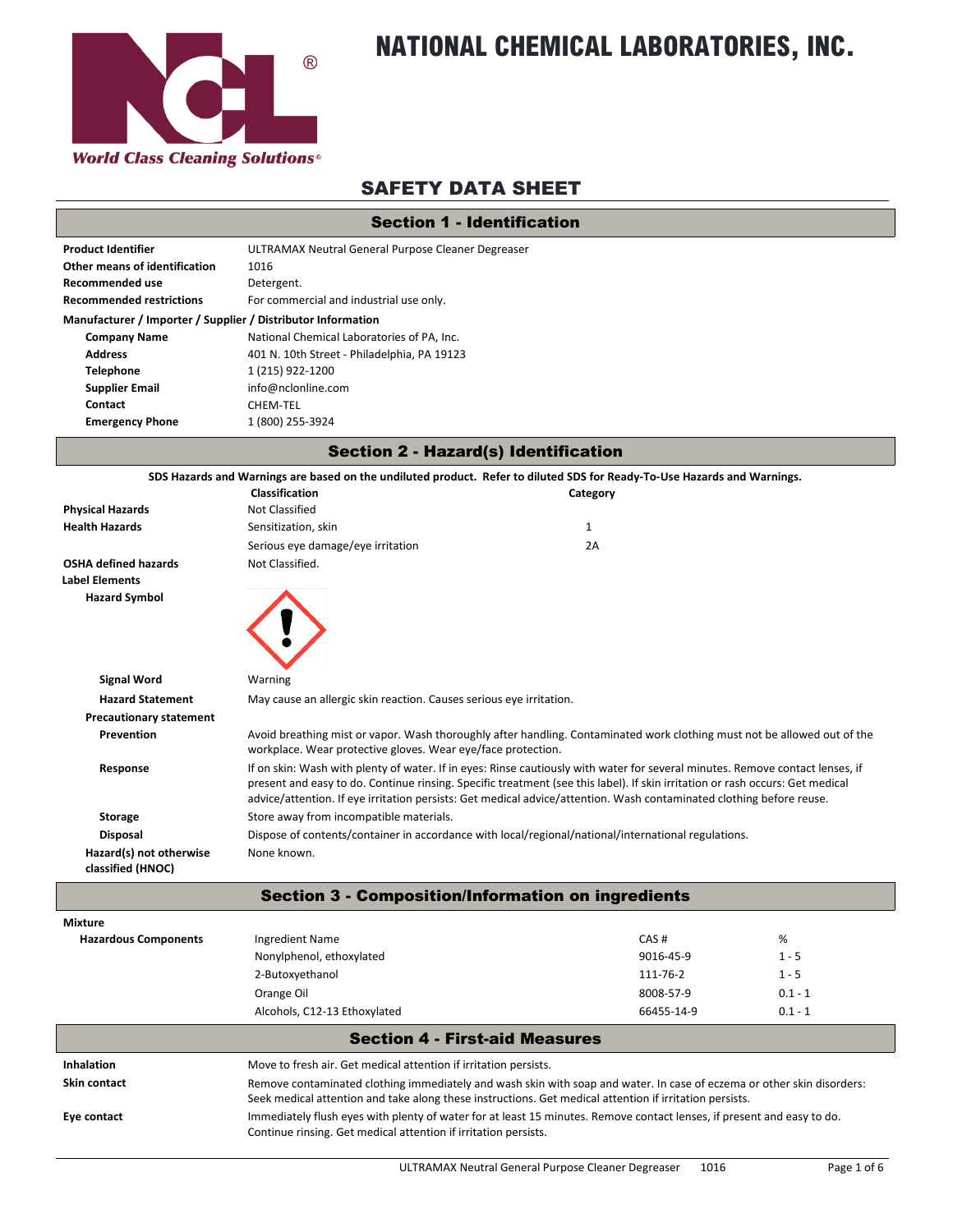# NATIONAL CHEMICAL LABORATORIES, INC.

*World Class Cleaning Solutions®*

## SAFETY DATA SHEET

## Section 1 - Identification

| | |
|---|---|
| **Product Identifier** | ULTRAMAX Neutral General Purpose Cleaner Degreaser |
| **Other means of identification** | 1016 |
| **Recommended use** | Detergent. |
| **Recommended restrictions** | For commercial and industrial use only. |

**Manufacturer / Importer / Supplier / Distributor Information**

| | |
|---|---|
| **Company Name** | National Chemical Laboratories of PA, Inc. |
| **Address** | 401 N. 10th Street - Philadelphia, PA 19123 |
| **Telephone** | 1 (215) 922-1200 |
| **Supplier Email** | info@nclonline.com |
| **Contact** | CHEM-TEL |
| **Emergency Phone** | 1 (800) 255-3924 |

## Section 2 - Hazard(s) Identification

**SDS Hazards and Warnings are based on the undiluted product. Refer to diluted SDS for Ready-To-Use Hazards and Warnings.**

| | Classification | Category |
|---|---|---|
| **Physical Hazards** | Not Classified | |
| **Health Hazards** | Sensitization, skin | 1 |
| | Serious eye damage/eye irritation | 2A |
| **OSHA defined hazards** | Not Classified. | |

**Label Elements**

**Hazard Symbol**

**Signal Word**: Warning

**Hazard Statement**: May cause an allergic skin reaction. Causes serious eye irritation.

**Precautionary statement**

**Prevention**: Avoid breathing mist or vapor. Wash thoroughly after handling. Contaminated work clothing must not be allowed out of the workplace. Wear protective gloves. Wear eye/face protection.

**Response**: If on skin: Wash with plenty of water. If in eyes: Rinse cautiously with water for several minutes. Remove contact lenses, if present and easy to do. Continue rinsing. Specific treatment (see this label). If skin irritation or rash occurs: Get medical advice/attention. If eye irritation persists: Get medical advice/attention. Wash contaminated clothing before reuse.

**Storage**: Store away from incompatible materials.

**Disposal**: Dispose of contents/container in accordance with local/regional/national/international regulations.

**Hazard(s) not otherwise classified (HNOC)**: None known.

## Section 3 - Composition/Information on ingredients

**Mixture**

**Hazardous Components**

| Ingredient Name | CAS # | % |
|---|---|---|
| Nonylphenol, ethoxylated | 9016-45-9 | 1 - 5 |
| 2-Butoxyethanol | 111-76-2 | 1 - 5 |
| Orange Oil | 8008-57-9 | 0.1 - 1 |
| Alcohols, C12-13 Ethoxylated | 66455-14-9 | 0.1 - 1 |

## Section 4 - First-aid Measures

| | |
|---|---|
| **Inhalation** | Move to fresh air. Get medical attention if irritation persists. |
| **Skin contact** | Remove contaminated clothing immediately and wash skin with soap and water. In case of eczema or other skin disorders: Seek medical attention and take along these instructions. Get medical attention if irritation persists. |
| **Eye contact** | Immediately flush eyes with plenty of water for at least 15 minutes. Remove contact lenses, if present and easy to do. Continue rinsing. Get medical attention if irritation persists. |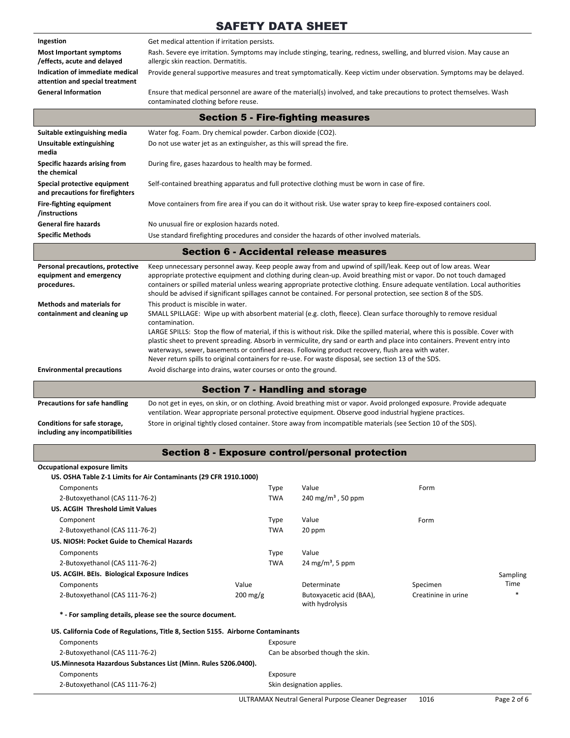| | |
|---|---|
| **Ingestion** | Get medical attention if irritation persists. |
| **Most Important symptoms /effects, acute and delayed** | Rash. Severe eye irritation. Symptoms may include stinging, tearing, redness, swelling, and blurred vision. May cause an allergic skin reaction. Dermatitis. |
| **Indication of immediate medical attention and special treatment** | Provide general supportive measures and treat symptomatically. Keep victim under observation. Symptoms may be delayed. |
| **General Information** | Ensure that medical personnel are aware of the material(s) involved, and take precautions to protect themselves. Wash contaminated clothing before reuse. |

## Section 5 - Fire-fighting measures

| | |
|---|---|
| **Suitable extinguishing media** | Water fog. Foam. Dry chemical powder. Carbon dioxide ($CO_2$). |
| **Unsuitable extinguishing media** | Do not use water jet as an extinguisher, as this will spread the fire. |
| **Specific hazards arising from the chemical** | During fire, gases hazardous to health may be formed. |
| **Special protective equipment and precautions for firefighters** | Self-contained breathing apparatus and full protective clothing must be worn in case of fire. |
| **Fire-fighting equipment /instructions** | Move containers from fire area if you can do it without risk. Use water spray to keep fire-exposed containers cool. |
| **General fire hazards** | No unusual fire or explosion hazards noted. |
| **Specific Methods** | Use standard firefighting procedures and consider the hazards of other involved materials. |

## Section 6 - Accidental release measures

| | |
|---|---|
| **Personal precautions, protective equipment and emergency procedures.** | Keep unnecessary personnel away. Keep people away from and upwind of spill/leak. Keep out of low areas. Wear appropriate protective equipment and clothing during clean-up. Avoid breathing mist or vapor. Do not touch damaged containers or spilled material unless wearing appropriate protective clothing. Ensure adequate ventilation. Local authorities should be advised if significant spillages cannot be contained. For personal protection, see section 8 of the SDS. |
| **Methods and materials for containment and cleaning up** | This product is miscible in water.<br>SMALL SPILLAGE: Wipe up with absorbent material (e.g. cloth, fleece). Clean surface thoroughly to remove residual contamination.<br>LARGE SPILLS: Stop the flow of material, if this is without risk. Dike the spilled material, where this is possible. Cover with plastic sheet to prevent spreading. Absorb in vermiculite, dry sand or earth and place into containers. Prevent entry into waterways, sewer, basements or confined areas. Following product recovery, flush area with water.<br>Never return spills to original containers for re-use. For waste disposal, see section 13 of the SDS. |
| **Environmental precautions** | Avoid discharge into drains, water courses or onto the ground. |

## Section 7 - Handling and storage

| | |
|---|---|
| **Precautions for safe handling** | Do not get in eyes, on skin, or on clothing. Avoid breathing mist or vapor. Avoid prolonged exposure. Provide adequate ventilation. Wear appropriate personal protective equipment. Observe good industrial hygiene practices. |
| **Conditions for safe storage, including any incompatibilities** | Store in original tightly closed container. Store away from incompatible materials (see Section 10 of the SDS). |

## Section 8 - Exposure control/personal protection

**Occupational exposure limits**

**US. OSHA Table Z-1 Limits for Air Contaminants (29 CFR 1910.1000)**

| Components | Type | Value | Form |
|---|---|---|---|
| 2-Butoxyethanol (CAS 111-76-2) | TWA | 240 mg/m³ , 50 ppm | |

**US. ACGIH Threshold Limit Values**

| Component | Type | Value | Form |
|---|---|---|---|
| 2-Butoxyethanol (CAS 111-76-2) | TWA | 20 ppm | |

**US. NIOSH: Pocket Guide to Chemical Hazards**

| Components | Type | Value |
|---|---|---|
| 2-Butoxyethanol (CAS 111-76-2) | TWA | 24 mg/m³, 5 ppm |

**US. ACGIH. BEIs. Biological Exposure Indices**

| Components | Value | Determinate | Specimen | Sampling Time |
|---|---|---|---|---|
| 2-Butoxyethanol (CAS 111-76-2) | 200 mg/g | Butoxyacetic acid (BAA), with hydrolysis | Creatinine in urine | * |

**\* - For sampling details, please see the source document.**

**US. California Code of Regulations, Title 8, Section 5155. Airborne Contaminants**

| Components | Exposure |
|---|---|
| 2-Butoxyethanol (CAS 111-76-2) | Can be absorbed though the skin. |

**US.Minnesota Hazardous Substances List (Minn. Rules 5206.0400).**

| Components | Exposure |
|---|---|
| 2-Butoxyethanol (CAS 111-76-2) | Skin designation applies. |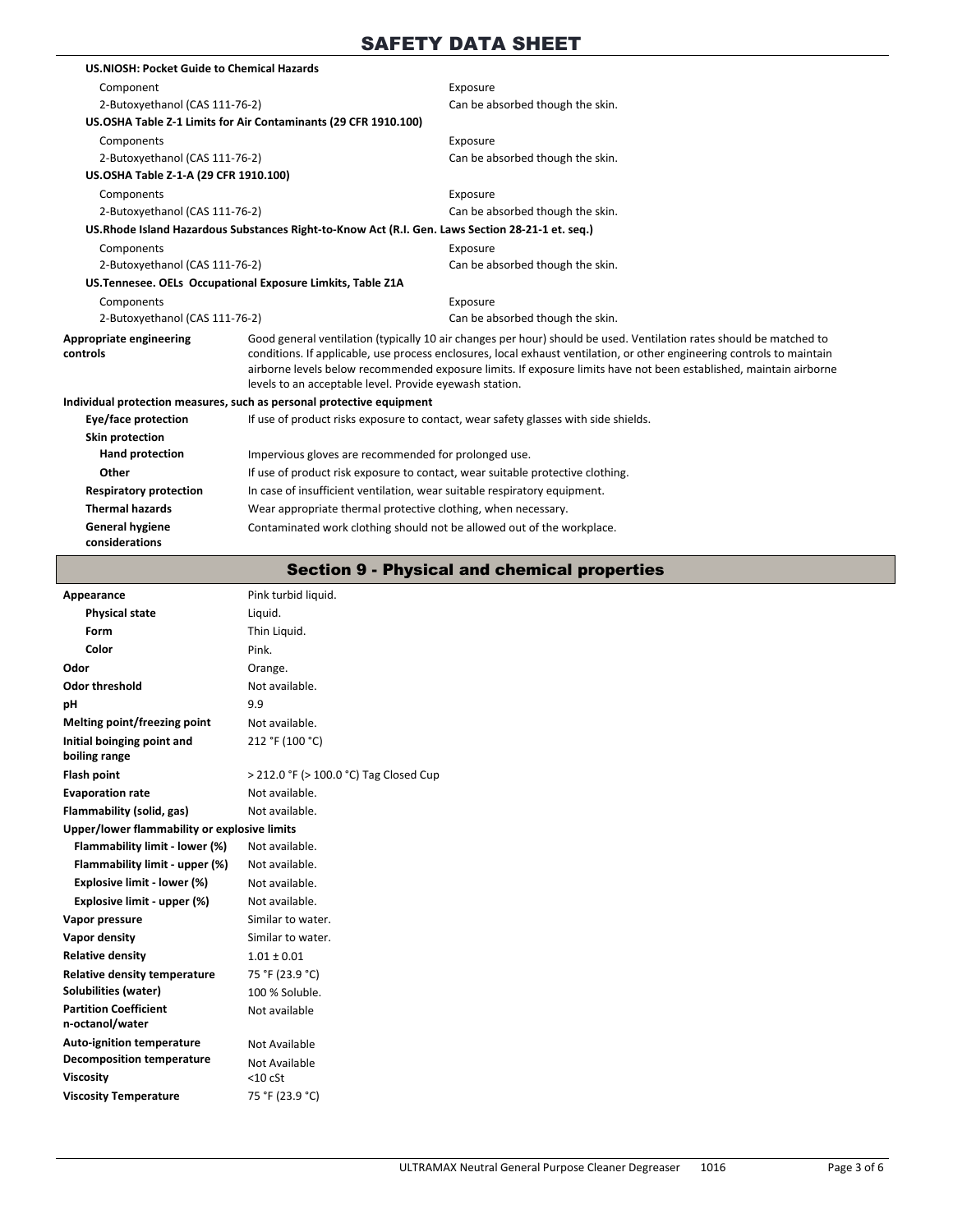**US.NIOSH: Pocket Guide to Chemical Hazards**

| Component | Exposure |
| --- | --- |
| 2-Butoxyethanol (CAS 111-76-2) | Can be absorbed though the skin. |

**US.OSHA Table Z-1 Limits for Air Contaminants (29 CFR 1910.100)**

| Components | Exposure |
| --- | --- |
| 2-Butoxyethanol (CAS 111-76-2) | Can be absorbed though the skin. |

**US.OSHA Table Z-1-A (29 CFR 1910.100)**

| Components | Exposure |
| --- | --- |
| 2-Butoxyethanol (CAS 111-76-2) | Can be absorbed though the skin. |

**US.Rhode Island Hazardous Substances Right-to-Know Act (R.I. Gen. Laws Section 28-21-1 et. seq.)**

| Components | Exposure |
| --- | --- |
| 2-Butoxyethanol (CAS 111-76-2) | Can be absorbed though the skin. |

**US.Tennesee. OELs Occupational Exposure Limkits, Table Z1A**

| Components | Exposure |
| --- | --- |
| 2-Butoxyethanol (CAS 111-76-2) | Can be absorbed though the skin. |

**Appropriate engineering controls**: Good general ventilation (typically 10 air changes per hour) should be used. Ventilation rates should be matched to conditions. If applicable, use process enclosures, local exhaust ventilation, or other engineering controls to maintain airborne levels below recommended exposure limits. If exposure limits have not been established, maintain airborne levels to an acceptable level. Provide eyewash station.

**Individual protection measures, such as personal protective equipment**

| | |
| --- | --- |
| **Eye/face protection** | If use of product risks exposure to contact, wear safety glasses with side shields. |
| **Skin protection** | |
| **Hand protection** | Impervious gloves are recommended for prolonged use. |
| **Other** | If use of product risk exposure to contact, wear suitable protective clothing. |
| **Respiratory protection** | In case of insufficient ventilation, wear suitable respiratory equipment. |
| **Thermal hazards** | Wear appropriate thermal protective clothing, when necessary. |
| **General hygiene considerations** | Contaminated work clothing should not be allowed out of the workplace. |

## Section 9 - Physical and chemical properties

| | |
| --- | --- |
| **Appearance** | Pink turbid liquid. |
| **Physical state** | Liquid. |
| **Form** | Thin Liquid. |
| **Color** | Pink. |
| **Odor** | Orange. |
| **Odor threshold** | Not available. |
| **pH** | 9.9 |
| **Melting point/freezing point** | Not available. |
| **Initial boinging point and boiling range** | 212 °F (100 °C) |
| **Flash point** | > 212.0 °F (> 100.0 °C) Tag Closed Cup |
| **Evaporation rate** | Not available. |
| **Flammability (solid, gas)** | Not available. |
| **Upper/lower flammability or explosive limits** | |
| **Flammability limit - lower (%)** | Not available. |
| **Flammability limit - upper (%)** | Not available. |
| **Explosive limit - lower (%)** | Not available. |
| **Explosive limit - upper (%)** | Not available. |
| **Vapor pressure** | Similar to water. |
| **Vapor density** | Similar to water. |
| **Relative density** | 1.01 ± 0.01 |
| **Relative density temperature** | 75 °F (23.9 °C) |
| **Solubilities (water)** | 100 % Soluble. |
| **Partition Coefficient n-octanol/water** | Not available |
| **Auto-ignition temperature** | Not Available |
| **Decomposition temperature** | Not Available |
| **Viscosity** | <10 cSt |
| **Viscosity Temperature** | 75 °F (23.9 °C) |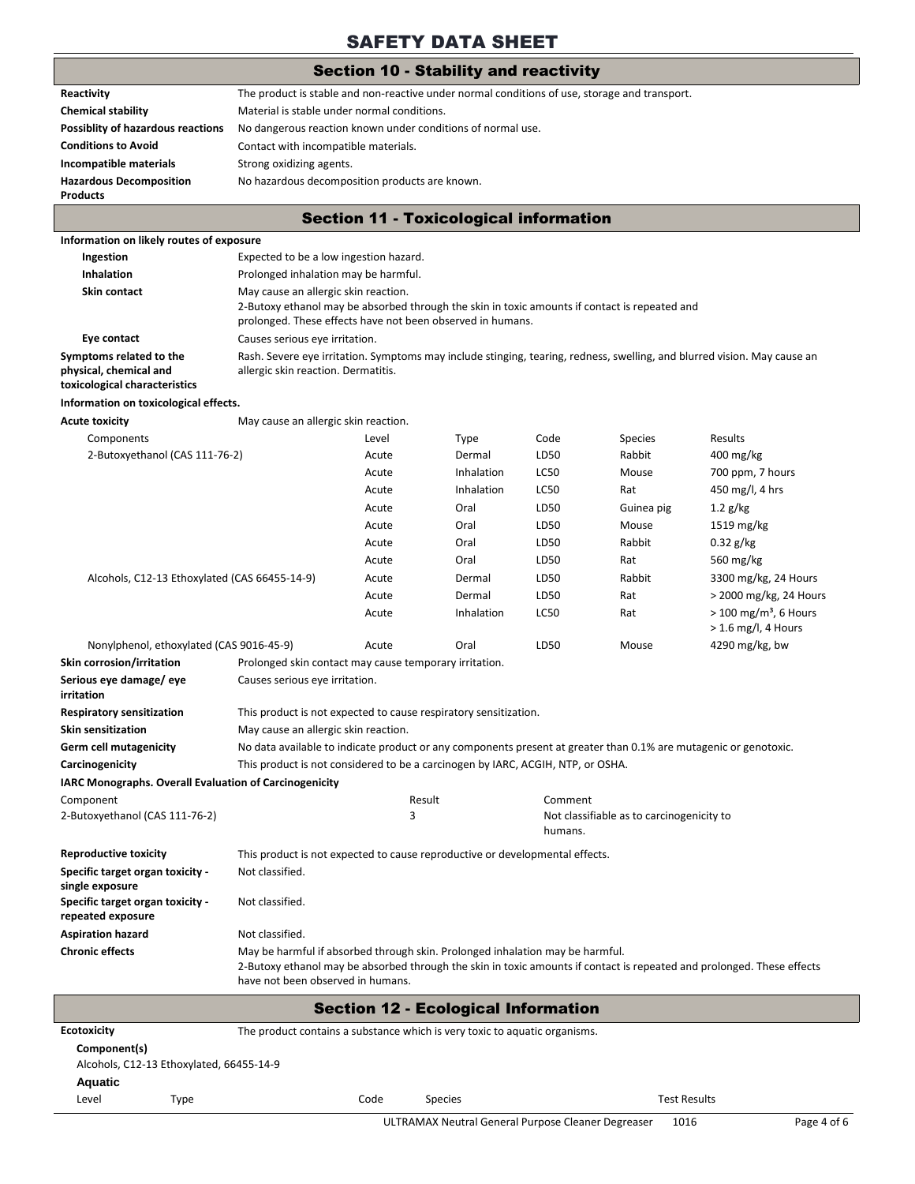# SAFETY DATA SHEET

## Section 10 - Stability and reactivity

**Reactivity** The product is stable and non-reactive under normal conditions of use, storage and transport.

**Chemical stability** Material is stable under normal conditions.

**Possiblity of hazardous reactions** No dangerous reaction known under conditions of normal use.

**Conditions to Avoid** Contact with incompatible materials.

**Incompatible materials** Strong oxidizing agents.

**Hazardous Decomposition Products** No hazardous decomposition products are known.

## Section 11 - Toxicological information

**Information on likely routes of exposure**

**Ingestion** Expected to be a low ingestion hazard.

**Inhalation** Prolonged inhalation may be harmful.

**Skin contact** May cause an allergic skin reaction.
2-Butoxy ethanol may be absorbed through the skin in toxic amounts if contact is repeated and prolonged. These effects have not been observed in humans.

**Eye contact** Causes serious eye irritation.

**Symptoms related to the physical, chemical and toxicological characteristics** Rash. Severe eye irritation. Symptoms may include stinging, tearing, redness, swelling, and blurred vision. May cause an allergic skin reaction. Dermatitis.

**Information on toxicological effects.**

**Acute toxicity** May cause an allergic skin reaction.

| Components | Level | Type | Code | Species | Results |
|---|---|---|---|---|---|
| 2-Butoxyethanol (CAS 111-76-2) | Acute | Dermal | LD50 | Rabbit | 400 mg/kg |
| | Acute | Inhalation | LC50 | Mouse | 700 ppm, 7 hours |
| | Acute | Inhalation | LC50 | Rat | 450 mg/l, 4 hrs |
| | Acute | Oral | LD50 | Guinea pig | 1.2 g/kg |
| | Acute | Oral | LD50 | Mouse | 1519 mg/kg |
| | Acute | Oral | LD50 | Rabbit | 0.32 g/kg |
| | Acute | Oral | LD50 | Rat | 560 mg/kg |
| Alcohols, C12-13 Ethoxylated (CAS 66455-14-9) | Acute | Dermal | LD50 | Rabbit | 3300 mg/kg, 24 Hours |
| | Acute | Dermal | LD50 | Rat | > 2000 mg/kg, 24 Hours |
| | Acute | Inhalation | LC50 | Rat | > 100 mg/m³, 6 Hours<br>> 1.6 mg/l, 4 Hours |
| Nonylphenol, ethoxylated (CAS 9016-45-9) | Acute | Oral | LD50 | Mouse | 4290 mg/kg, bw |

**Skin corrosion/irritation** Prolonged skin contact may cause temporary irritation.

**Serious eye damage/ eye irritation** Causes serious eye irritation.

**Respiratory sensitization** This product is not expected to cause respiratory sensitization.

**Skin sensitization** May cause an allergic skin reaction.

**Germ cell mutagenicity** No data available to indicate product or any components present at greater than 0.1% are mutagenic or genotoxic.

**Carcinogenicity** This product is not considered to be a carcinogen by IARC, ACGIH, NTP, or OSHA.

**IARC Monographs. Overall Evaluation of Carcinogenicity**

| Component | Result | Comment |
|---|---|---|
| 2-Butoxyethanol (CAS 111-76-2) | 3 | Not classifiable as to carcinogenicity to humans. |

**Reproductive toxicity** This product is not expected to cause reproductive or developmental effects.

**Specific target organ toxicity - single exposure** Not classified.

**Specific target organ toxicity - repeated exposure** Not classified.

**Aspiration hazard** Not classified.

**Chronic effects** May be harmful if absorbed through skin. Prolonged inhalation may be harmful.
2-Butoxy ethanol may be absorbed through the skin in toxic amounts if contact is repeated and prolonged. These effects have not been observed in humans.

## Section 12 - Ecological Information

**Ecotoxicity** The product contains a substance which is very toxic to aquatic organisms.

**Component(s)**

Alcohols, C12-13 Ethoxylated, 66455-14-9

**Aquatic**

| Level | Type | Code | Species | Test Results |
|---|---|---|---|---|

ULTRAMAX Neutral General Purpose Cleaner Degreaser 1016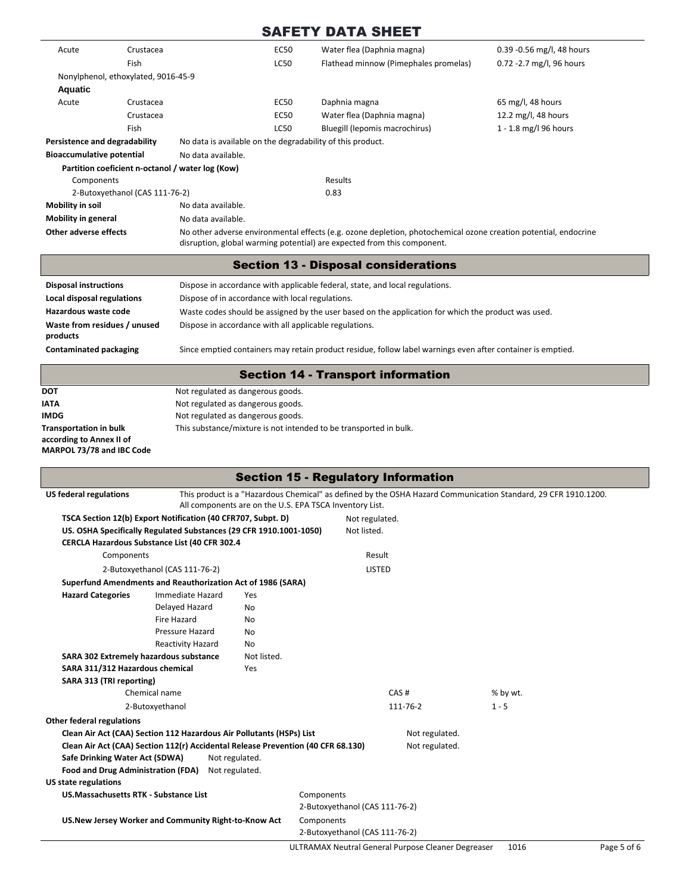| | | | | |
|---|---|---|---|---|
| Acute | Crustacea | EC50 | Water flea (Daphnia magna) | 0.39 -0.56 mg/l, 48 hours |
| | Fish | LC50 | Flathead minnow (Pimephales promelas) | 0.72 -2.7 mg/l, 96 hours |

Nonylphenol, ethoxylated, 9016-45-9

**Aquatic**

| | | | | |
|---|---|---|---|---|
| Acute | Crustacea | EC50 | Daphnia magna | 65 mg/l, 48 hours |
| | Crustacea | EC50 | Water flea (Daphnia magna) | 12.2 mg/l, 48 hours |
| | Fish | LC50 | Bluegill (lepomis macrochirus) | 1 - 1.8 mg/l 96 hours |

**Persistence and degradability** No data is available on the degradability of this product.

**Bioaccumulative potential** No data available.

**Partition coeficient n-octanol / water log (Kow)**

| Components | Results |
|---|---|
| 2-Butoxyethanol (CAS 111-76-2) | 0.83 |

**Mobility in soil** No data available.

**Mobility in general** No data available.

**Other adverse effects** No other adverse environmental effects (e.g. ozone depletion, photochemical ozone creation potential, endocrine disruption, global warming potential) are expected from this component.

## Section 13 - Disposal considerations

**Disposal instructions** Dispose in accordance with applicable federal, state, and local regulations.

**Local disposal regulations** Dispose of in accordance with local regulations.

**Hazardous waste code** Waste codes should be assigned by the user based on the application for which the product was used.

**Waste from residues / unused products** Dispose in accordance with all applicable regulations.

**Contaminated packaging** Since emptied containers may retain product residue, follow label warnings even after container is emptied.

## Section 14 - Transport information

**DOT** Not regulated as dangerous goods.

**IATA** Not regulated as dangerous goods.

**IMDG** Not regulated as dangerous goods.

**Transportation in bulk according to Annex II of MARPOL 73/78 and IBC Code** This substance/mixture is not intended to be transported in bulk.

## Section 15 - Regulatory Information

**US federal regulations** This product is a "Hazardous Chemical" as defined by the OSHA Hazard Communication Standard, 29 CFR 1910.1200. All components are on the U.S. EPA TSCA Inventory List.

**TSCA Section 12(b) Export Notification (40 CFR707, Subpt. D)** Not regulated.

**US. OSHA Specifically Regulated Substances (29 CFR 1910.1001-1050)** Not listed.

**CERCLA Hazardous Substance List (40 CFR 302.4**

| Components | Result |
|---|---|
| 2-Butoxyethanol (CAS 111-76-2) | LISTED |

**Superfund Amendments and Reauthorization Act of 1986 (SARA)**

| **Hazard Categories** | | |
|---|---|---|
| | Immediate Hazard | Yes |
| | Delayed Hazard | No |
| | Fire Hazard | No |
| | Pressure Hazard | No |
| | Reactivity Hazard | No |

**SARA 302 Extremely hazardous substance** Not listed.

**SARA 311/312 Hazardous chemical** Yes

**SARA 313 (TRI reporting)**

| Chemical name | CAS # | % by wt. |
|---|---|---|
| 2-Butoxyethanol | 111-76-2 | 1 - 5 |

**Other federal regulations**

**Clean Air Act (CAA) Section 112 Hazardous Air Pollutants (HSPs) List** Not regulated.

**Clean Air Act (CAA) Section 112(r) Accidental Release Prevention (40 CFR 68.130)** Not regulated.

**Safe Drinking Water Act (SDWA)** Not regulated.

**Food and Drug Administration (FDA)** Not regulated.

**US state regulations**

**US.Massachusetts RTK - Substance List** Components
2-Butoxyethanol (CAS 111-76-2)

**US.New Jersey Worker and Community Right-to-Know Act** Components
2-Butoxyethanol (CAS 111-76-2)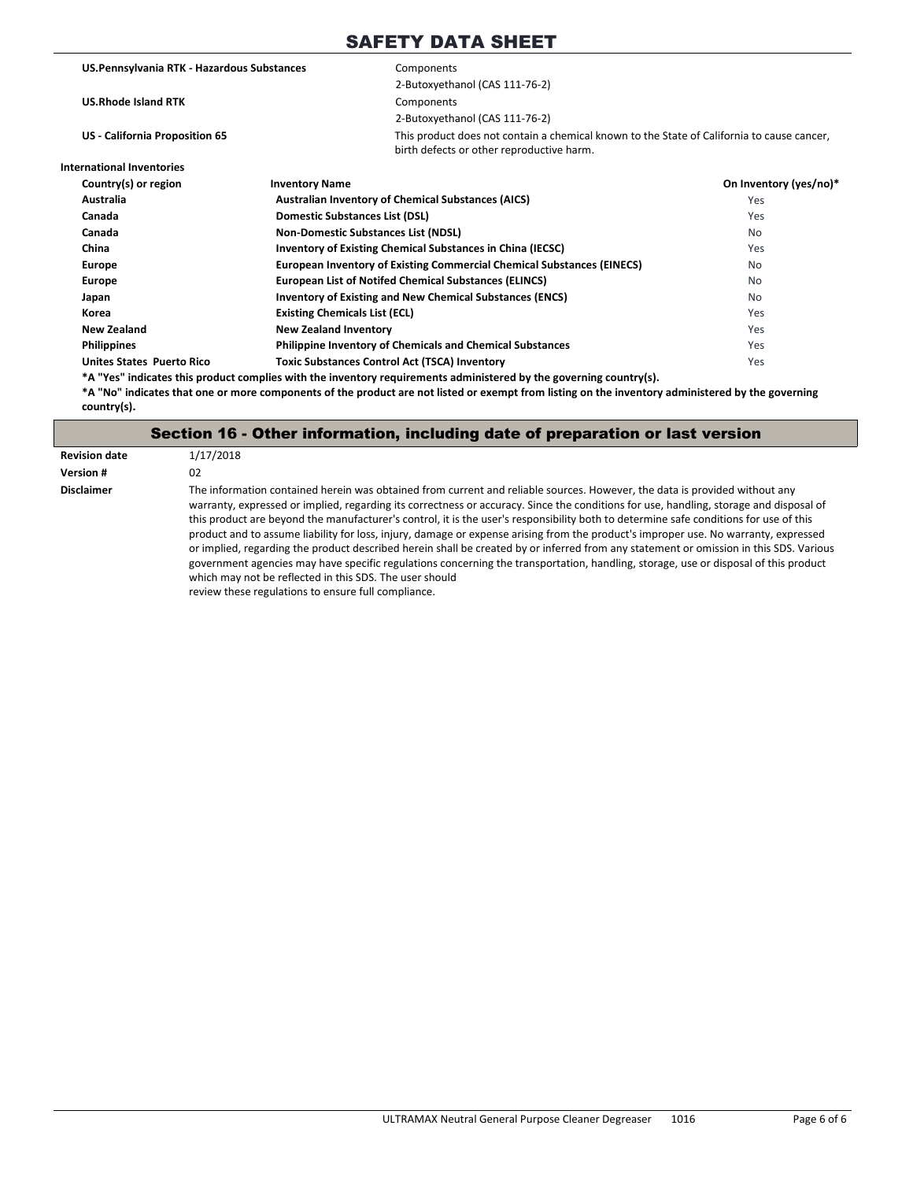| | |
|---|---|
| **US.Pennsylvania RTK - Hazardous Substances** | Components<br>2-Butoxyethanol (CAS 111-76-2) |
| **US.Rhode Island RTK** | Components<br>2-Butoxyethanol (CAS 111-76-2) |
| **US - California Proposition 65** | This product does not contain a chemical known to the State of California to cause cancer, birth defects or other reproductive harm. |

**International Inventories**

| Country(s) or region | Inventory Name | On Inventory (yes/no)* |
|---|---|---|
| **Australia** | **Australian Inventory of Chemical Substances (AICS)** | Yes |
| **Canada** | **Domestic Substances List (DSL)** | Yes |
| **Canada** | **Non-Domestic Substances List (NDSL)** | No |
| **China** | **Inventory of Existing Chemical Substances in China (IECSC)** | Yes |
| **Europe** | **European Inventory of Existing Commercial Chemical Substances (EINECS)** | No |
| **Europe** | **European List of Notifed Chemical Substances (ELINCS)** | No |
| **Japan** | **Inventory of Existing and New Chemical Substances (ENCS)** | No |
| **Korea** | **Existing Chemicals List (ECL)** | Yes |
| **New Zealand** | **New Zealand Inventory** | Yes |
| **Philippines** | **Philippine Inventory of Chemicals and Chemical Substances** | Yes |
| **Unites States Puerto Rico** | **Toxic Substances Control Act (TSCA) Inventory** | Yes |

**\*A "Yes" indicates this product complies with the inventory requirements administered by the governing country(s).**

**\*A "No" indicates that one or more components of the product are not listed or exempt from listing on the inventory administered by the governing country(s).**

## Section 16 - Other information, including date of preparation or last version

**Revision date** 1/17/2018

**Version #** 02

**Disclaimer** The information contained herein was obtained from current and reliable sources. However, the data is provided without any warranty, expressed or implied, regarding its correctness or accuracy. Since the conditions for use, handling, storage and disposal of this product are beyond the manufacturer's control, it is the user's responsibility both to determine safe conditions for use of this product and to assume liability for loss, injury, damage or expense arising from the product's improper use. No warranty, expressed or implied, regarding the product described herein shall be created by or inferred from any statement or omission in this SDS. Various government agencies may have specific regulations concerning the transportation, handling, storage, use or disposal of this product which may not be reflected in this SDS. The user should review these regulations to ensure full compliance.